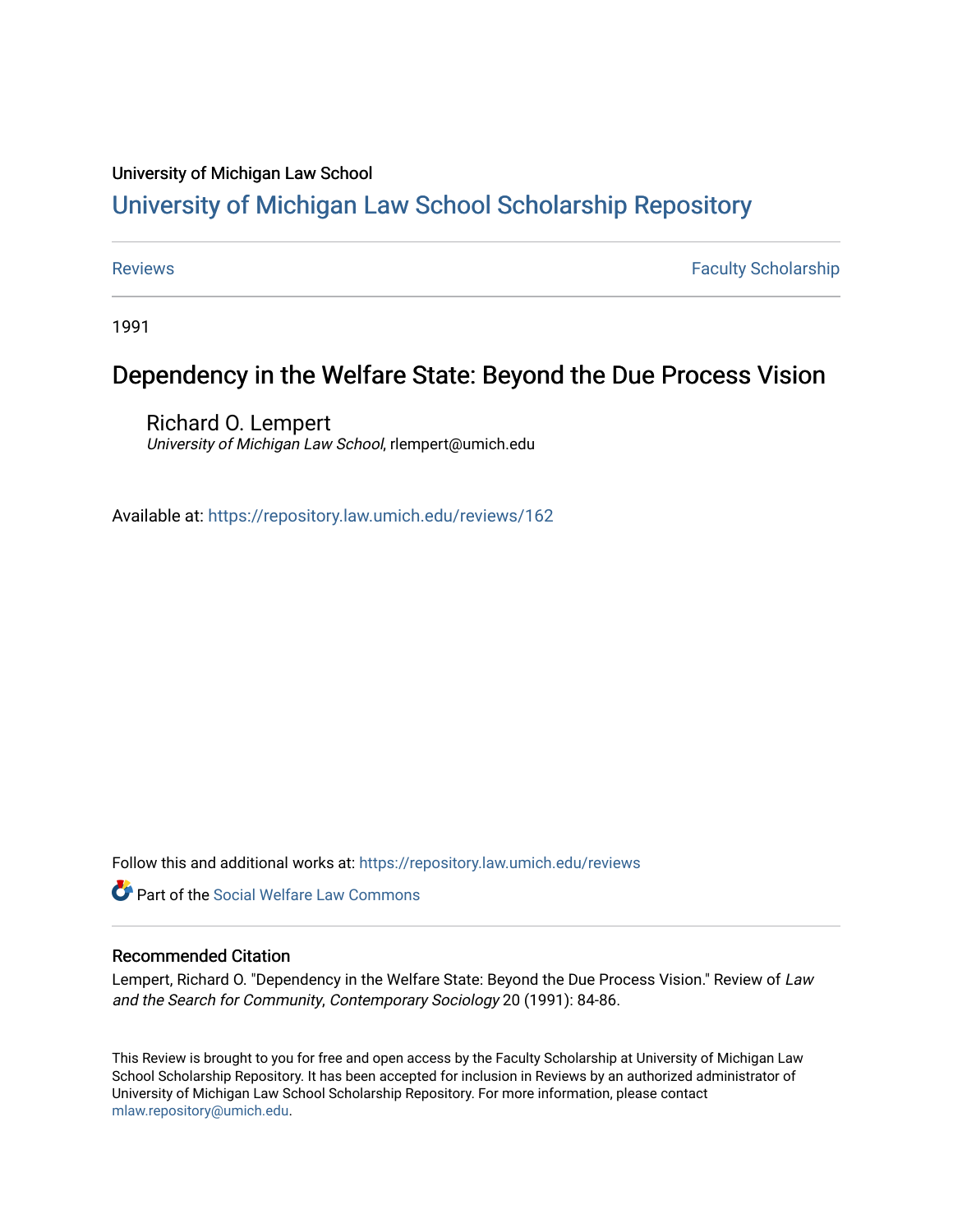University of Michigan Law School

# University of Michigan Law School Scholarship Repository

Reviews | Faculty Scholarship

1991

## Dependency in the Welfare State: Beyond the Due Process Vision

Richard O. Lempert
*University of Michigan Law School*, rlempert@umich.edu

Available at: https://repository.law.umich.edu/reviews/162

Follow this and additional works at: https://repository.law.umich.edu/reviews

Part of the Social Welfare Law Commons

### Recommended Citation

Lempert, Richard O. "Dependency in the Welfare State: Beyond the Due Process Vision." Review of *Law and the Search for Community*, *Contemporary Sociology* 20 (1991): 84-86.

This Review is brought to you for free and open access by the Faculty Scholarship at University of Michigan Law School Scholarship Repository. It has been accepted for inclusion in Reviews by an authorized administrator of University of Michigan Law School Scholarship Repository. For more information, please contact mlaw.repository@umich.edu.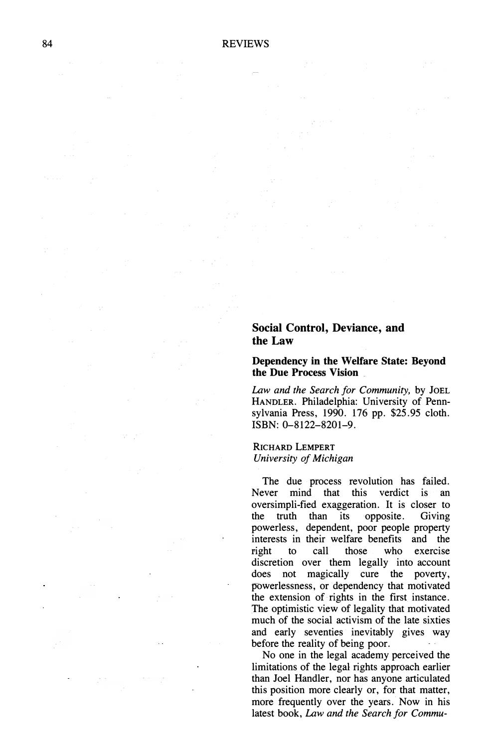## Social Control, Deviance, and the Law

### Dependency in the Welfare State: Beyond the Due Process Vision

*Law and the Search for Community,* by JOEL HANDLER. Philadelphia: University of Pennsylvania Press, 1990. 176 pp. $25.95 cloth. ISBN: 0–8122–8201–9.

RICHARD LEMPERT
*University of Michigan*

The due process revolution has failed. Never mind that this verdict is an oversimpli-fied exaggeration. It is closer to the truth than its opposite. Giving powerless, dependent, poor people property interests in their welfare benefits and the right to call those who exercise discretion over them legally into account does not magically cure the poverty, powerlessness, or dependency that motivated the extension of rights in the first instance. The optimistic view of legality that motivated much of the social activism of the late sixties and early seventies inevitably gives way before the reality of being poor.

No one in the legal academy perceived the limitations of the legal rights approach earlier than Joel Handler, nor has anyone articulated this position more clearly or, for that matter, more frequently over the years. Now in his latest book, *Law and the Search for Commu-*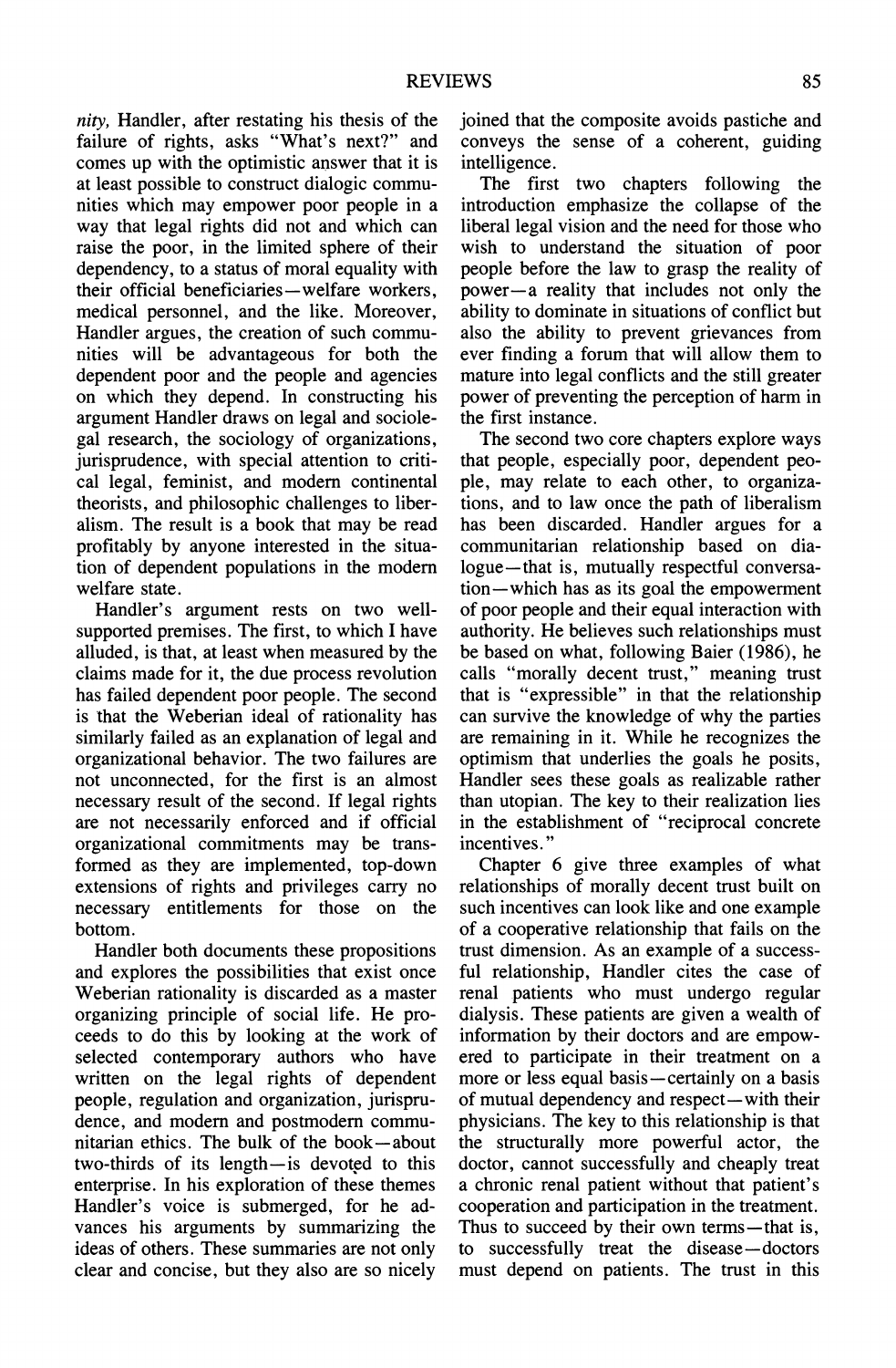*nity,* Handler, after restating his thesis of the failure of rights, asks "What's next?" and comes up with the optimistic answer that it is at least possible to construct dialogic communities which may empower poor people in a way that legal rights did not and which can raise the poor, in the limited sphere of their dependency, to a status of moral equality with their official beneficiaries—welfare workers, medical personnel, and the like. Moreover, Handler argues, the creation of such communities will be advantageous for both the dependent poor and the people and agencies on which they depend. In constructing his argument Handler draws on legal and sociolegal research, the sociology of organizations, jurisprudence, with special attention to critical legal, feminist, and modern continental theorists, and philosophic challenges to liberalism. The result is a book that may be read profitably by anyone interested in the situation of dependent populations in the modern welfare state.

Handler's argument rests on two well-supported premises. The first, to which I have alluded, is that, at least when measured by the claims made for it, the due process revolution has failed dependent poor people. The second is that the Weberian ideal of rationality has similarly failed as an explanation of legal and organizational behavior. The two failures are not unconnected, for the first is an almost necessary result of the second. If legal rights are not necessarily enforced and if official organizational commitments may be transformed as they are implemented, top-down extensions of rights and privileges carry no necessary entitlements for those on the bottom.

Handler both documents these propositions and explores the possibilities that exist once Weberian rationality is discarded as a master organizing principle of social life. He proceeds to do this by looking at the work of selected contemporary authors who have written on the legal rights of dependent people, regulation and organization, jurisprudence, and modern and postmodern communitarian ethics. The bulk of the book—about two-thirds of its length—is devoted to this enterprise. In his exploration of these themes Handler's voice is submerged, for he advances his arguments by summarizing the ideas of others. These summaries are not only clear and concise, but they also are so nicely joined that the composite avoids pastiche and conveys the sense of a coherent, guiding intelligence.

The first two chapters following the introduction emphasize the collapse of the liberal legal vision and the need for those who wish to understand the situation of poor people before the law to grasp the reality of power—a reality that includes not only the ability to dominate in situations of conflict but also the ability to prevent grievances from ever finding a forum that will allow them to mature into legal conflicts and the still greater power of preventing the perception of harm in the first instance.

The second two core chapters explore ways that people, especially poor, dependent people, may relate to each other, to organizations, and to law once the path of liberalism has been discarded. Handler argues for a communitarian relationship based on dialogue—that is, mutually respectful conversation—which has as its goal the empowerment of poor people and their equal interaction with authority. He believes such relationships must be based on what, following Baier (1986), he calls "morally decent trust," meaning trust that is "expressible" in that the relationship can survive the knowledge of why the parties are remaining in it. While he recognizes the optimism that underlies the goals he posits, Handler sees these goals as realizable rather than utopian. The key to their realization lies in the establishment of "reciprocal concrete incentives."

Chapter 6 give three examples of what relationships of morally decent trust built on such incentives can look like and one example of a cooperative relationship that fails on the trust dimension. As an example of a successful relationship, Handler cites the case of renal patients who must undergo regular dialysis. These patients are given a wealth of information by their doctors and are empowered to participate in their treatment on a more or less equal basis—certainly on a basis of mutual dependency and respect—with their physicians. The key to this relationship is that the structurally more powerful actor, the doctor, cannot successfully and cheaply treat a chronic renal patient without that patient's cooperation and participation in the treatment. Thus to succeed by their own terms—that is, to successfully treat the disease—doctors must depend on patients. The trust in this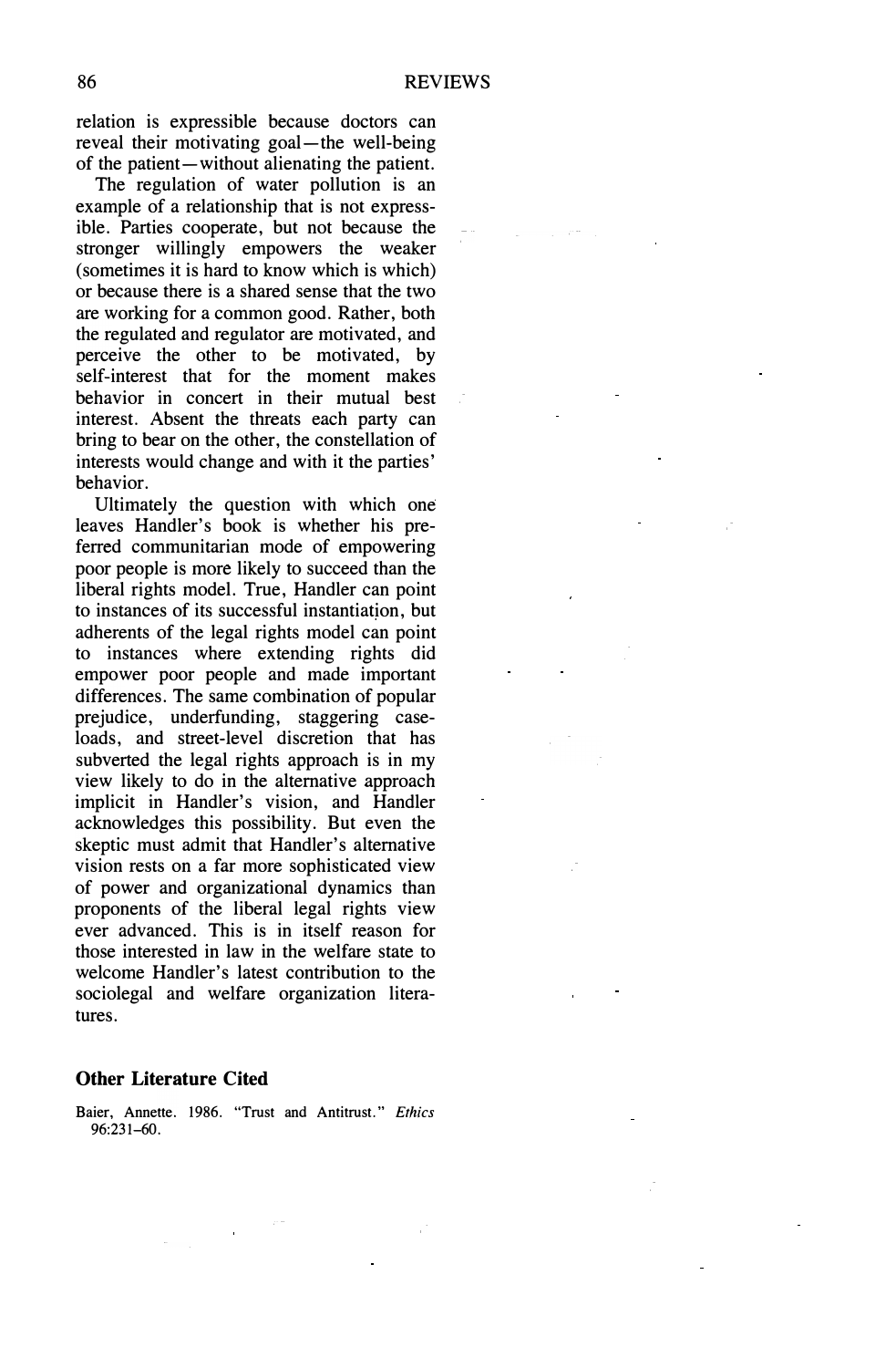relation is expressible because doctors can reveal their motivating goal—the well-being of the patient—without alienating the patient.

The regulation of water pollution is an example of a relationship that is not expressible. Parties cooperate, but not because the stronger willingly empowers the weaker (sometimes it is hard to know which is which) or because there is a shared sense that the two are working for a common good. Rather, both the regulated and regulator are motivated, and perceive the other to be motivated, by self-interest that for the moment makes behavior in concert in their mutual best interest. Absent the threats each party can bring to bear on the other, the constellation of interests would change and with it the parties' behavior.

Ultimately the question with which one leaves Handler's book is whether his preferred communitarian mode of empowering poor people is more likely to succeed than the liberal rights model. True, Handler can point to instances of its successful instantiation, but adherents of the legal rights model can point to instances where extending rights did empower poor people and made important differences. The same combination of popular prejudice, underfunding, staggering caseloads, and street-level discretion that has subverted the legal rights approach is in my view likely to do in the alternative approach implicit in Handler's vision, and Handler acknowledges this possibility. But even the skeptic must admit that Handler's alternative vision rests on a far more sophisticated view of power and organizational dynamics than proponents of the liberal legal rights view ever advanced. This is in itself reason for those interested in law in the welfare state to welcome Handler's latest contribution to the sociolegal and welfare organization literatures.

### Other Literature Cited

Baier, Annette. 1986. "Trust and Antitrust." *Ethics* 96:231–60.